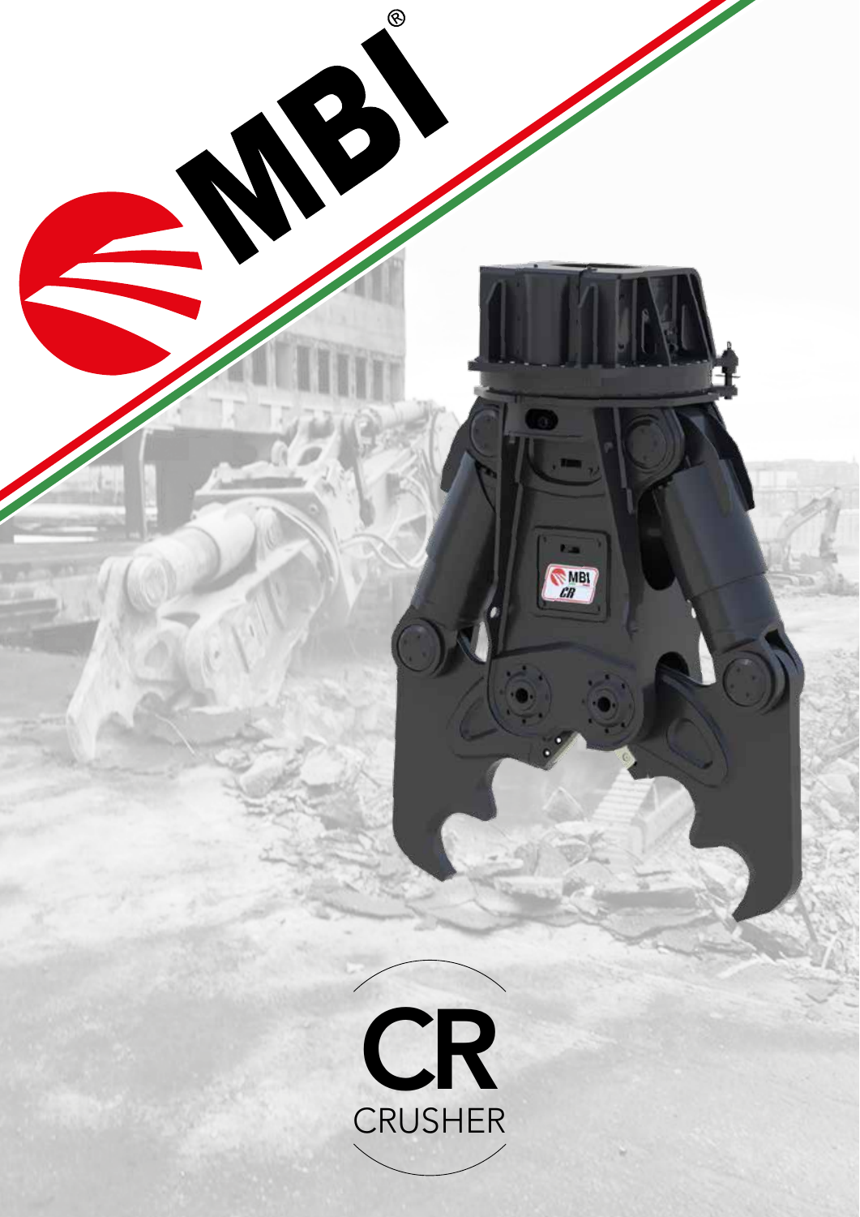# MBI®

# CR

## CRUSHER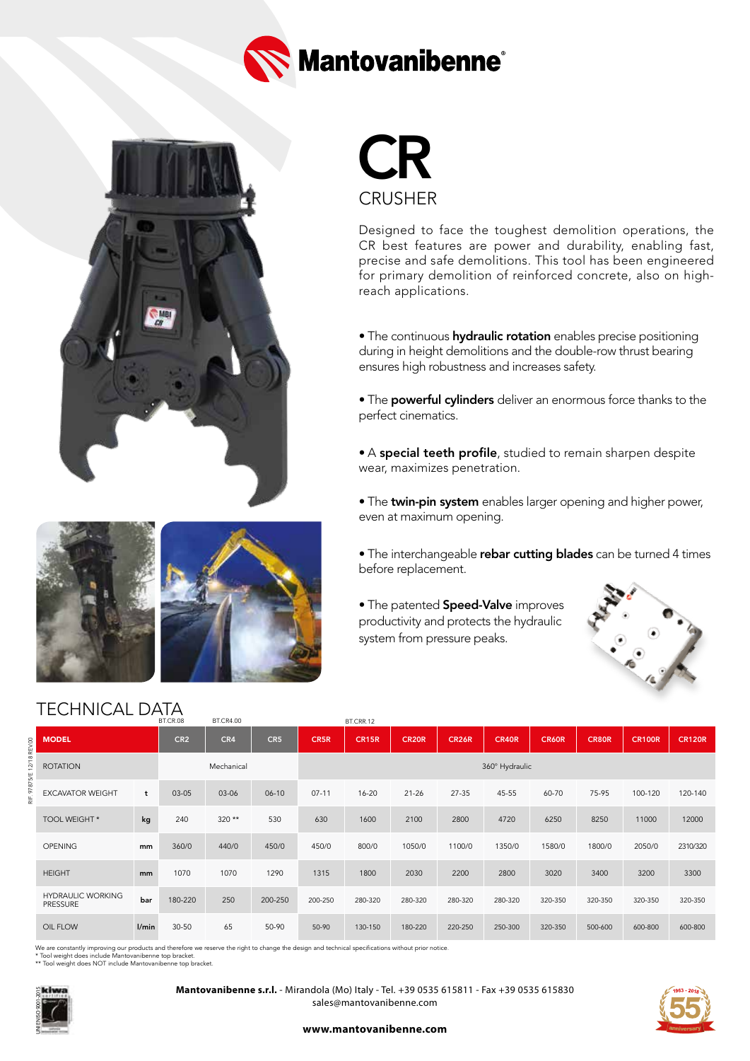Mantovanibenne®

# CR

## CRUSHER

Designed to face the toughest demolition operations, the CR best features are power and durability, enabling fast, precise and safe demolitions. This tool has been engineered for primary demolition of reinforced concrete, also on high-reach applications.

- The continuous **hydraulic rotation** enables precise positioning during in height demolitions and the double-row thrust bearing ensures high robustness and increases safety.
- The **powerful cylinders** deliver an enormous force thanks to the perfect cinematics.
- A **special teeth profile**, studied to remain sharpen despite wear, maximizes penetration.
- The **twin-pin system** enables larger opening and higher power, even at maximum opening.
- The interchangeable **rebar cutting blades** can be turned 4 times before replacement.
- The patented **Speed-Valve** improves productivity and protects the hydraulic system from pressure peaks.

## TECHNICAL DATA

| | | BT.CR.08 | BT.CR4.00 | | BT.CRR.12 | | | | | | | | |
|---|---|---|---|---|---|---|---|---|---|---|---|---|---|
| **MODEL** | | **CR2** | **CR4** | **CR5** | **CR5R** | **CR15R** | **CR20R** | **CR26R** | **CR40R** | **CR60R** | **CR80R** | **CR100R** | **CR120R** |
| ROTATION | | Mechanical | | | 360° Hydraulic | | | | | | | | |
| EXCAVATOR WEIGHT | t | 03-05 | 03-06 | 06-10 | 07-11 | 16-20 | 21-26 | 27-35 | 45-55 | 60-70 | 75-95 | 100-120 | 120-140 |
| TOOL WEIGHT * | kg | 240 | 320 ** | 530 | 630 | 1600 | 2100 | 2800 | 4720 | 6250 | 8250 | 11000 | 12000 |
| OPENING | mm | 360/0 | 440/0 | 450/0 | 450/0 | 800/0 | 1050/0 | 1100/0 | 1350/0 | 1580/0 | 1800/0 | 2050/0 | 2310/320 |
| HEIGHT | mm | 1070 | 1070 | 1290 | 1315 | 1800 | 2030 | 2200 | 2800 | 3020 | 3400 | 3200 | 3300 |
| HYDRAULIC WORKING PRESSURE | bar | 180-220 | 250 | 200-250 | 200-250 | 280-320 | 280-320 | 280-320 | 280-320 | 320-350 | 320-350 | 320-350 | 320-350 |
| OIL FLOW | l/min | 30-50 | 65 | 50-90 | 50-90 | 130-150 | 180-220 | 220-250 | 250-300 | 320-350 | 500-600 | 600-800 | 600-800 |

We are constantly improving our products and therefore we reserve the right to change the design and technical specifications without prior notice.
\* Tool weight does include Mantovanibenne top bracket.
\*\* Tool weight does NOT include Mantovanibenne top bracket.

RIF. 97.87.5/E 12/18 REV.00

**Mantovanibenne s.r.l.** - Mirandola (Mo) Italy - Tel. +39 0535 615811 - Fax +39 0535 615830
sales@mantovanibenne.com

**www.mantovanibenne.com**

UNI EN ISO 9001:2015

1963 - 2018 55 anniversary